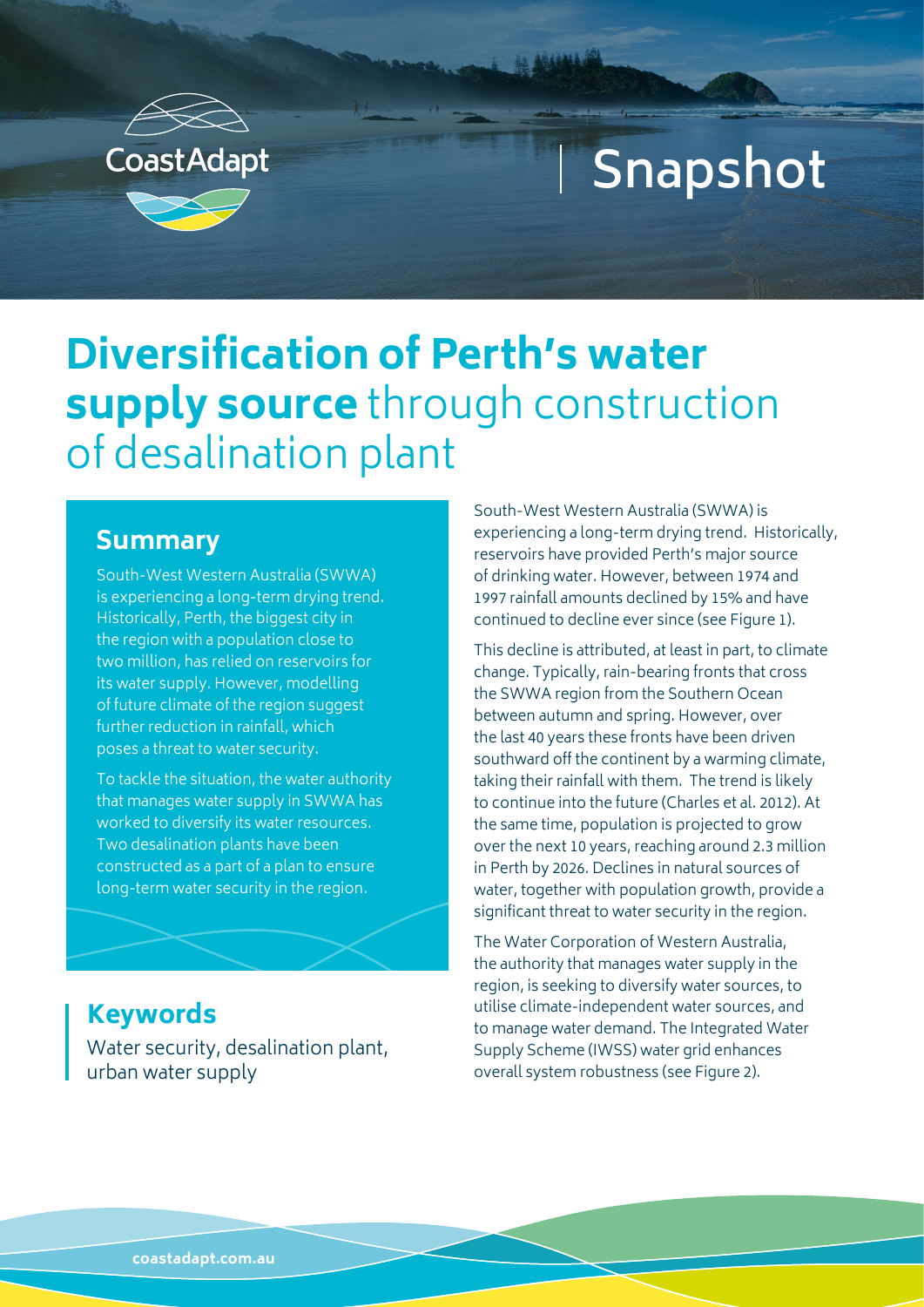CoastAdapt

Snapshot

# Diversification of Perth's water supply source through construction of desalination plant

## Summary

South-West Western Australia (SWWA) is experiencing a long-term drying trend. Historically, Perth, the biggest city in the region with a population close to two million, has relied on reservoirs for its water supply. However, modelling of future climate of the region suggest further reduction in rainfall, which poses a threat to water security.

To tackle the situation, the water authority that manages water supply in SWWA has worked to diversify its water resources. Two desalination plants have been constructed as a part of a plan to ensure long-term water security in the region.

## Keywords

Water security, desalination plant, urban water supply

South-West Western Australia (SWWA) is experiencing a long-term drying trend. Historically, reservoirs have provided Perth's major source of drinking water. However, between 1974 and 1997 rainfall amounts declined by 15% and have continued to decline ever since (see Figure 1).

This decline is attributed, at least in part, to climate change. Typically, rain-bearing fronts that cross the SWWA region from the Southern Ocean between autumn and spring. However, over the last 40 years these fronts have been driven southward off the continent by a warming climate, taking their rainfall with them. The trend is likely to continue into the future (Charles et al. 2012). At the same time, population is projected to grow over the next 10 years, reaching around 2.3 million in Perth by 2026. Declines in natural sources of water, together with population growth, provide a significant threat to water security in the region.

The Water Corporation of Western Australia, the authority that manages water supply in the region, is seeking to diversify water sources, to utilise climate-independent water sources, and to manage water demand. The Integrated Water Supply Scheme (IWSS) water grid enhances overall system robustness (see Figure 2).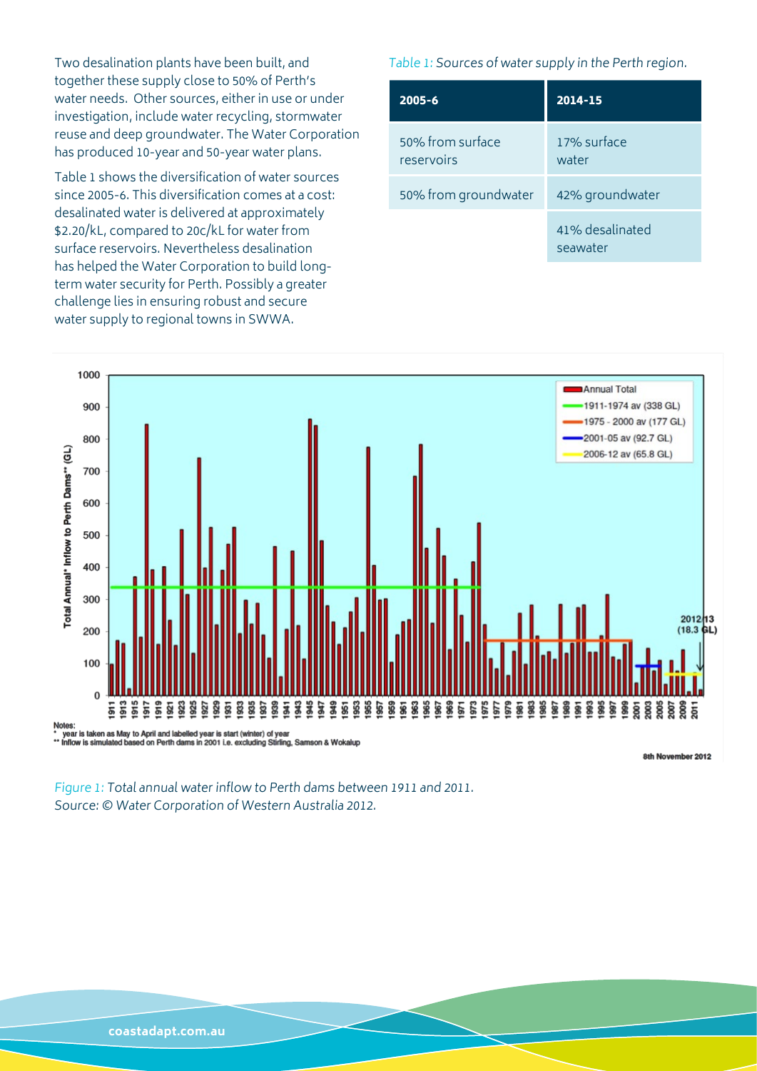Two desalination plants have been built, and together these supply close to 50% of Perth's water needs. Other sources, either in use or under investigation, include water recycling, stormwater reuse and deep groundwater. The Water Corporation has produced 10-year and 50-year water plans.

Table 1 shows the diversification of water sources since 2005-6. This diversification comes at a cost: desalinated water is delivered at approximately $2.20/kL, compared to 20c/kL for water from surface reservoirs. Nevertheless desalination has helped the Water Corporation to build long-term water security for Perth. Possibly a greater challenge lies in ensuring robust and secure water supply to regional towns in SWWA.

*Table 1: Sources of water supply in the Perth region.*

| 2005-6 | 2014-15 |
|---|---|
| 50% from surface reservoirs | 17% surface water |
| 50% from groundwater | 42% groundwater |
| | 41% desalinated seawater |

*Figure 1: Total annual water inflow to Perth dams between 1911 and 2011. Source: © Water Corporation of Western Australia 2012.*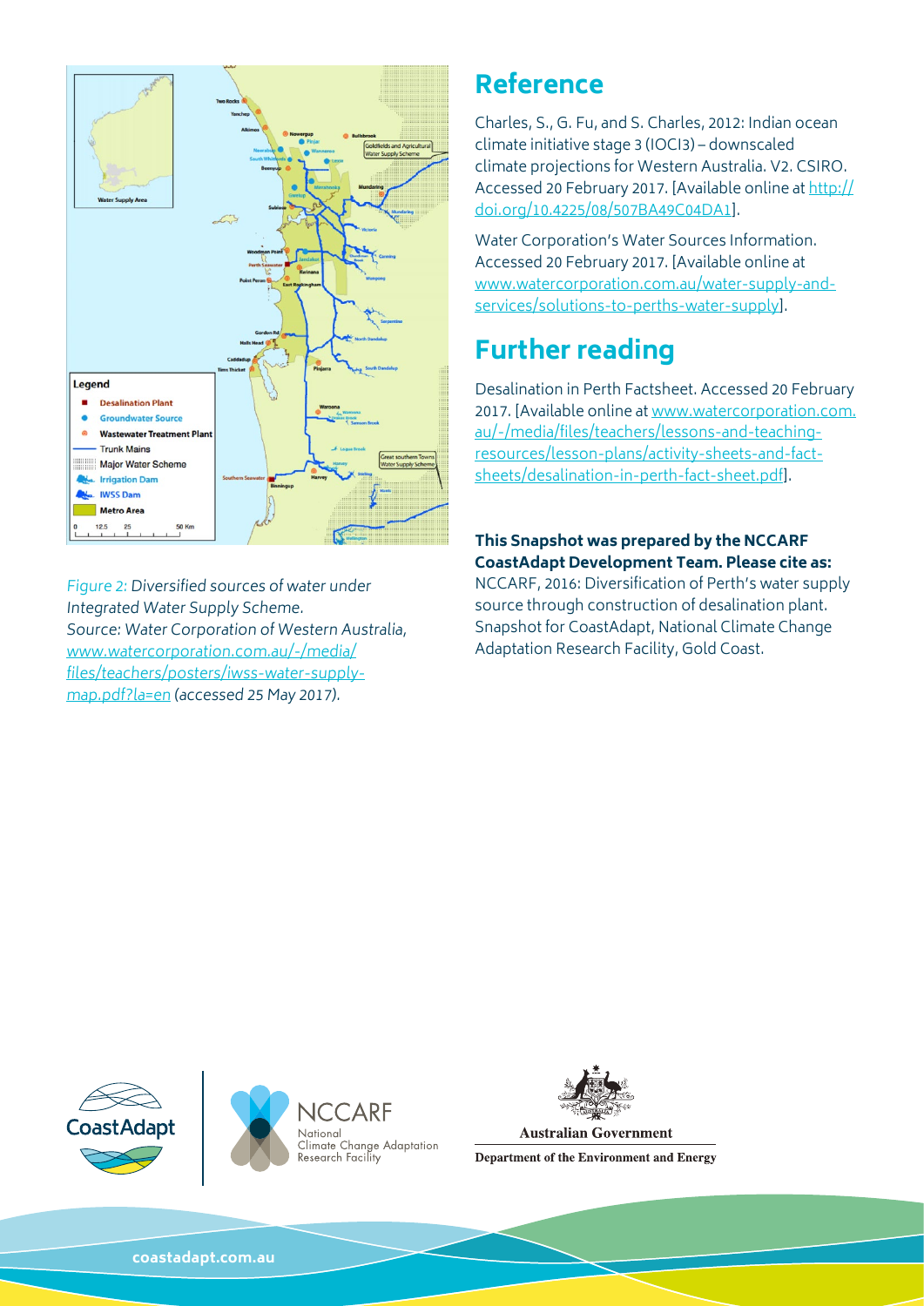Figure 2: *Diversified sources of water under Integrated Water Supply Scheme. Source: Water Corporation of Western Australia, www.watercorporation.com.au/-/media/files/teachers/posters/iwss-water-supply-map.pdf?la=en (accessed 25 May 2017).*

## Reference

Charles, S., G. Fu, and S. Charles, 2012: Indian ocean climate initiative stage 3 (IOCI3) – downscaled climate projections for Western Australia. V2. CSIRO. Accessed 20 February 2017. [Available online at http://doi.org/10.4225/08/507BA49C04DA1].

Water Corporation's Water Sources Information. Accessed 20 February 2017. [Available online at www.watercorporation.com.au/water-supply-and-services/solutions-to-perths-water-supply].

## Further reading

Desalination in Perth Factsheet. Accessed 20 February 2017. [Available online at www.watercorporation.com.au/-/media/files/teachers/lessons-and-teaching-resources/lesson-plans/activity-sheets-and-fact-sheets/desalination-in-perth-fact-sheet.pdf].

**This Snapshot was prepared by the NCCARF CoastAdapt Development Team. Please cite as:**
NCCARF, 2016: Diversification of Perth's water supply source through construction of desalination plant. Snapshot for CoastAdapt, National Climate Change Adaptation Research Facility, Gold Coast.

CoastAdapt

NCCARF National Climate Change Adaptation Research Facility

Australian Government
Department of the Environment and Energy

coastadapt.com.au